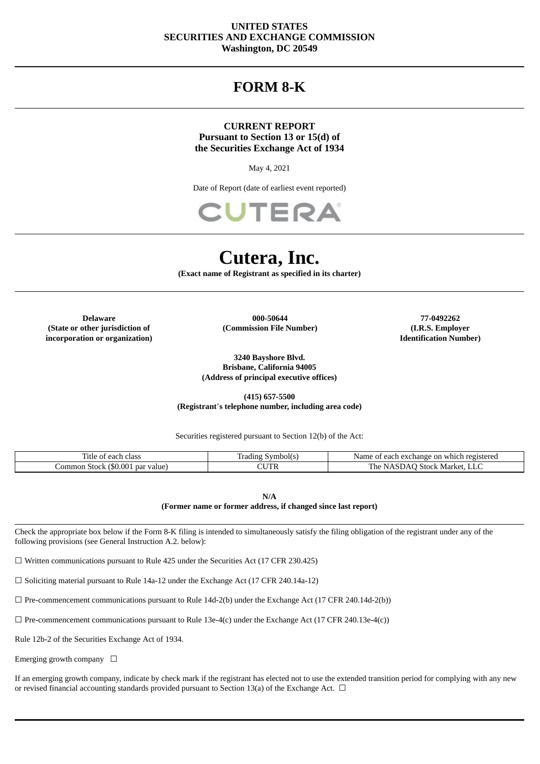**UNITED STATES**
**SECURITIES AND EXCHANGE COMMISSION**
**Washington, DC 20549**

# FORM 8-K

**CURRENT REPORT**
**Pursuant to Section 13 or 15(d) of**
**the Securities Exchange Act of 1934**

May 4, 2021

Date of Report (date of earliest event reported)

CUTERA

# Cutera, Inc.

**(Exact name of Registrant as specified in its charter)**

| **Delaware** | **000-50644** | **77-0492262** |
|---|---|---|
| **(State or other jurisdiction of incorporation or organization)** | **(Commission File Number)** | **(I.R.S. Employer Identification Number)** |

**3240 Bayshore Blvd.**
**Brisbane, California 94005**
**(Address of principal executive offices)**

**(415) 657-5500**
**(Registrant's telephone number, including area code)**

Securities registered pursuant to Section 12(b) of the Act:

| Title of each class | Trading Symbol(s) | Name of each exchange on which registered |
|---|---|---|
| Common Stock ($0.001 par value) | CUTR | The NASDAQ Stock Market, LLC |

**N/A**
**(Former name or former address, if changed since last report)**

Check the appropriate box below if the Form 8-K filing is intended to simultaneously satisfy the filing obligation of the registrant under any of the following provisions (see General Instruction A.2. below):

☐ Written communications pursuant to Rule 425 under the Securities Act (17 CFR 230.425)

☐ Soliciting material pursuant to Rule 14a-12 under the Exchange Act (17 CFR 240.14a-12)

☐ Pre-commencement communications pursuant to Rule 14d-2(b) under the Exchange Act (17 CFR 240.14d-2(b))

☐ Pre-commencement communications pursuant to Rule 13e-4(c) under the Exchange Act (17 CFR 240.13e-4(c))

Rule 12b-2 of the Securities Exchange Act of 1934.

Emerging growth company ☐

If an emerging growth company, indicate by check mark if the registrant has elected not to use the extended transition period for complying with any new or revised financial accounting standards provided pursuant to Section 13(a) of the Exchange Act. ☐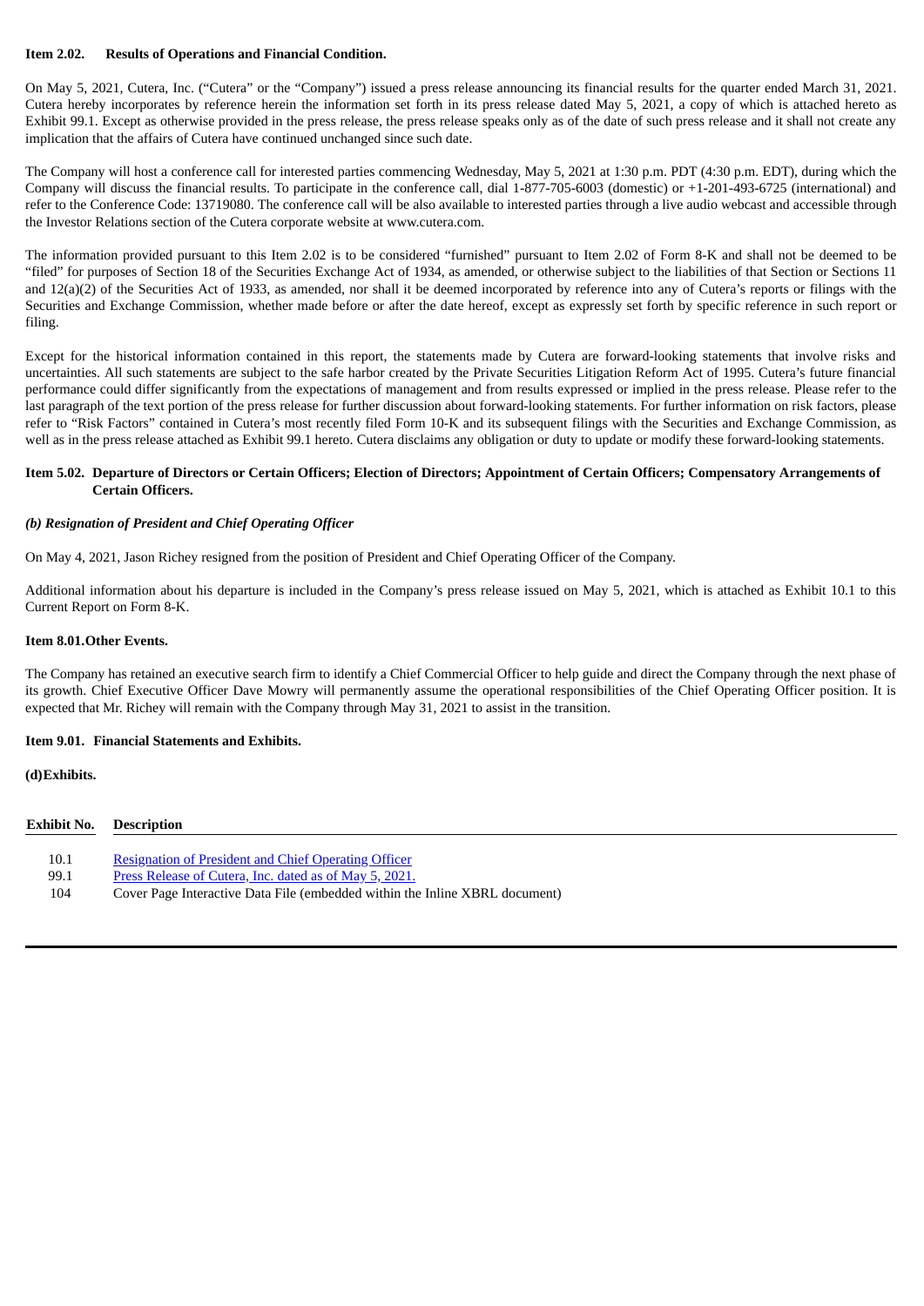**Item 2.02. Results of Operations and Financial Condition.**

On May 5, 2021, Cutera, Inc. ("Cutera" or the "Company") issued a press release announcing its financial results for the quarter ended March 31, 2021. Cutera hereby incorporates by reference herein the information set forth in its press release dated May 5, 2021, a copy of which is attached hereto as Exhibit 99.1. Except as otherwise provided in the press release, the press release speaks only as of the date of such press release and it shall not create any implication that the affairs of Cutera have continued unchanged since such date.

The Company will host a conference call for interested parties commencing Wednesday, May 5, 2021 at 1:30 p.m. PDT (4:30 p.m. EDT), during which the Company will discuss the financial results. To participate in the conference call, dial 1-877-705-6003 (domestic) or +1-201-493-6725 (international) and refer to the Conference Code: 13719080. The conference call will be also available to interested parties through a live audio webcast and accessible through the Investor Relations section of the Cutera corporate website at www.cutera.com.

The information provided pursuant to this Item 2.02 is to be considered "furnished" pursuant to Item 2.02 of Form 8-K and shall not be deemed to be "filed" for purposes of Section 18 of the Securities Exchange Act of 1934, as amended, or otherwise subject to the liabilities of that Section or Sections 11 and 12(a)(2) of the Securities Act of 1933, as amended, nor shall it be deemed incorporated by reference into any of Cutera's reports or filings with the Securities and Exchange Commission, whether made before or after the date hereof, except as expressly set forth by specific reference in such report or filing.

Except for the historical information contained in this report, the statements made by Cutera are forward-looking statements that involve risks and uncertainties. All such statements are subject to the safe harbor created by the Private Securities Litigation Reform Act of 1995. Cutera's future financial performance could differ significantly from the expectations of management and from results expressed or implied in the press release. Please refer to the last paragraph of the text portion of the press release for further discussion about forward-looking statements. For further information on risk factors, please refer to "Risk Factors" contained in Cutera's most recently filed Form 10-K and its subsequent filings with the Securities and Exchange Commission, as well as in the press release attached as Exhibit 99.1 hereto. Cutera disclaims any obligation or duty to update or modify these forward-looking statements.

**Item 5.02. Departure of Directors or Certain Officers; Election of Directors; Appointment of Certain Officers; Compensatory Arrangements of Certain Officers.**

***(b) Resignation of President and Chief Operating Officer***

On May 4, 2021, Jason Richey resigned from the position of President and Chief Operating Officer of the Company.

Additional information about his departure is included in the Company's press release issued on May 5, 2021, which is attached as Exhibit 10.1 to this Current Report on Form 8-K.

**Item 8.01.Other Events.**

The Company has retained an executive search firm to identify a Chief Commercial Officer to help guide and direct the Company through the next phase of its growth. Chief Executive Officer Dave Mowry will permanently assume the operational responsibilities of the Chief Operating Officer position. It is expected that Mr. Richey will remain with the Company through May 31, 2021 to assist in the transition.

**Item 9.01. Financial Statements and Exhibits.**

**(d)Exhibits.**

| Exhibit No. | Description |
|---|---|
| 10.1 | Resignation of President and Chief Operating Officer |
| 99.1 | Press Release of Cutera, Inc. dated as of May 5, 2021. |
| 104 | Cover Page Interactive Data File (embedded within the Inline XBRL document) |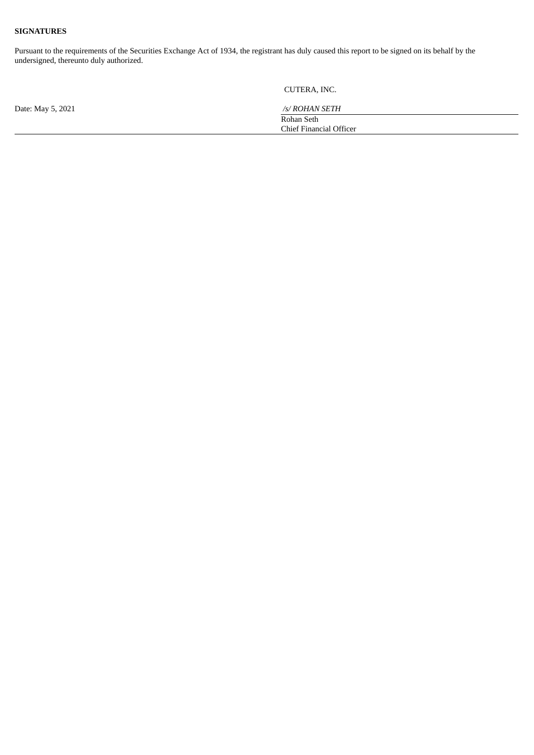**SIGNATURES**

Pursuant to the requirements of the Securities Exchange Act of 1934, the registrant has duly caused this report to be signed on its behalf by the undersigned, thereunto duly authorized.

| | CUTERA, INC. |
|---|---|
| Date: May 5, 2021 | */s/ ROHAN SETH* |
| | Rohan Seth |
| | Chief Financial Officer |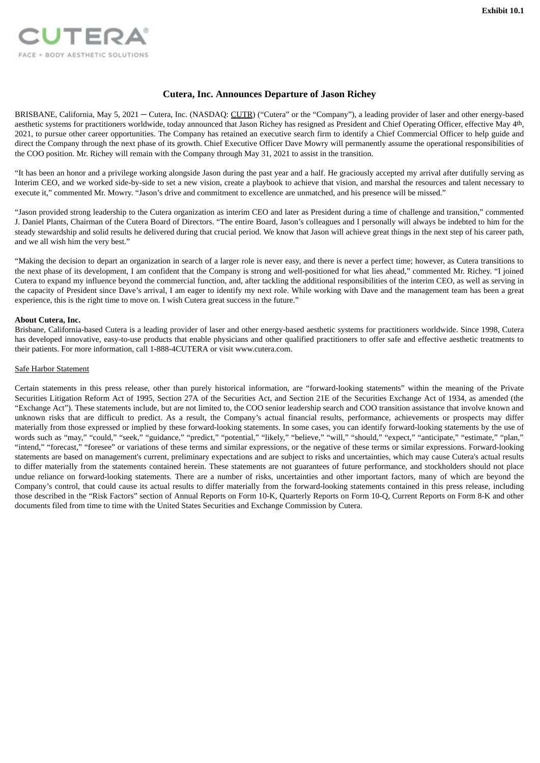**Exhibit 10.1**

CUTERA®
FACE + BODY AESTHETIC SOLUTIONS

# Cutera, Inc. Announces Departure of Jason Richey

BRISBANE, California, May 5, 2021 ─ Cutera, Inc. (NASDAQ: CUTR) ("Cutera" or the "Company"), a leading provider of laser and other energy-based aesthetic systems for practitioners worldwide, today announced that Jason Richey has resigned as President and Chief Operating Officer, effective May 4th, 2021, to pursue other career opportunities. The Company has retained an executive search firm to identify a Chief Commercial Officer to help guide and direct the Company through the next phase of its growth. Chief Executive Officer Dave Mowry will permanently assume the operational responsibilities of the COO position. Mr. Richey will remain with the Company through May 31, 2021 to assist in the transition.

"It has been an honor and a privilege working alongside Jason during the past year and a half. He graciously accepted my arrival after dutifully serving as Interim CEO, and we worked side-by-side to set a new vision, create a playbook to achieve that vision, and marshal the resources and talent necessary to execute it," commented Mr. Mowry. "Jason's drive and commitment to excellence are unmatched, and his presence will be missed."

"Jason provided strong leadership to the Cutera organization as interim CEO and later as President during a time of challenge and transition," commented J. Daniel Plants, Chairman of the Cutera Board of Directors. "The entire Board, Jason's colleagues and I personally will always be indebted to him for the steady stewardship and solid results he delivered during that crucial period. We know that Jason will achieve great things in the next step of his career path, and we all wish him the very best."

"Making the decision to depart an organization in search of a larger role is never easy, and there is never a perfect time; however, as Cutera transitions to the next phase of its development, I am confident that the Company is strong and well-positioned for what lies ahead," commented Mr. Richey. "I joined Cutera to expand my influence beyond the commercial function, and, after tackling the additional responsibilities of the interim CEO, as well as serving in the capacity of President since Dave's arrival, I am eager to identify my next role. While working with Dave and the management team has been a great experience, this is the right time to move on. I wish Cutera great success in the future."

**About Cutera, Inc.**

Brisbane, California-based Cutera is a leading provider of laser and other energy-based aesthetic systems for practitioners worldwide. Since 1998, Cutera has developed innovative, easy-to-use products that enable physicians and other qualified practitioners to offer safe and effective aesthetic treatments to their patients. For more information, call 1-888-4CUTERA or visit www.cutera.com.

Safe Harbor Statement

Certain statements in this press release, other than purely historical information, are "forward-looking statements" within the meaning of the Private Securities Litigation Reform Act of 1995, Section 27A of the Securities Act, and Section 21E of the Securities Exchange Act of 1934, as amended (the "Exchange Act"). These statements include, but are not limited to, the COO senior leadership search and COO transition assistance that involve known and unknown risks that are difficult to predict. As a result, the Company's actual financial results, performance, achievements or prospects may differ materially from those expressed or implied by these forward-looking statements. In some cases, you can identify forward-looking statements by the use of words such as "may," "could," "seek," "guidance," "predict," "potential," "likely," "believe," "will," "should," "expect," "anticipate," "estimate," "plan," "intend," "forecast," "foresee" or variations of these terms and similar expressions, or the negative of these terms or similar expressions. Forward-looking statements are based on management's current, preliminary expectations and are subject to risks and uncertainties, which may cause Cutera's actual results to differ materially from the statements contained herein. These statements are not guarantees of future performance, and stockholders should not place undue reliance on forward-looking statements. There are a number of risks, uncertainties and other important factors, many of which are beyond the Company's control, that could cause its actual results to differ materially from the forward-looking statements contained in this press release, including those described in the "Risk Factors" section of Annual Reports on Form 10-K, Quarterly Reports on Form 10-Q, Current Reports on Form 8-K and other documents filed from time to time with the United States Securities and Exchange Commission by Cutera.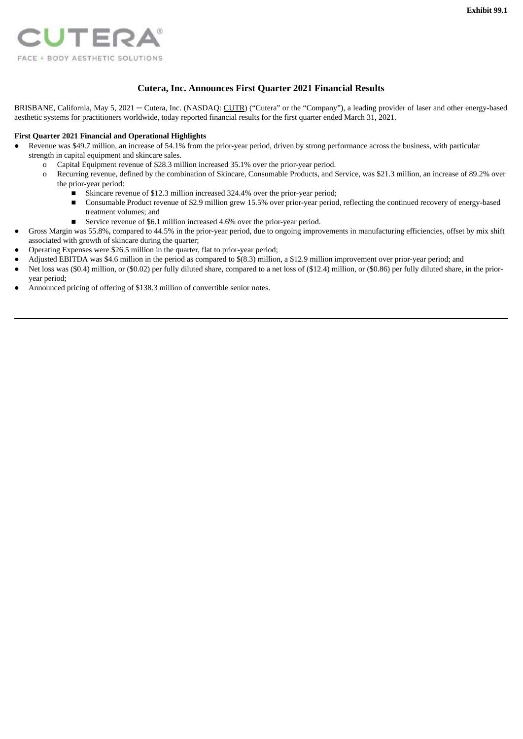**Exhibit 99.1**

CUTERA®
FACE + BODY AESTHETIC SOLUTIONS

## Cutera, Inc. Announces First Quarter 2021 Financial Results

BRISBANE, California, May 5, 2021 – Cutera, Inc. (NASDAQ: CUTR) ("Cutera" or the "Company"), a leading provider of laser and other energy-based aesthetic systems for practitioners worldwide, today reported financial results for the first quarter ended March 31, 2021.

**First Quarter 2021 Financial and Operational Highlights**

- Revenue was $49.7 million, an increase of 54.1% from the prior-year period, driven by strong performance across the business, with particular strength in capital equipment and skincare sales.
  - Capital Equipment revenue of $28.3 million increased 35.1% over the prior-year period.
  - Recurring revenue, defined by the combination of Skincare, Consumable Products, and Service, was $21.3 million, an increase of 89.2% over the prior-year period:
    - Skincare revenue of $12.3 million increased 324.4% over the prior-year period;
    - Consumable Product revenue of $2.9 million grew 15.5% over prior-year period, reflecting the continued recovery of energy-based treatment volumes; and
    - Service revenue of $6.1 million increased 4.6% over the prior-year period.
- Gross Margin was 55.8%, compared to 44.5% in the prior-year period, due to ongoing improvements in manufacturing efficiencies, offset by mix shift associated with growth of skincare during the quarter;
- Operating Expenses were $26.5 million in the quarter, flat to prior-year period;
- Adjusted EBITDA was $4.6 million in the period as compared to $(8.3) million, a $12.9 million improvement over prior-year period; and
- Net loss was ($0.4) million, or ($0.02) per fully diluted share, compared to a net loss of ($12.4) million, or ($0.86) per fully diluted share, in the prior-year period;
- Announced pricing of offering of $138.3 million of convertible senior notes.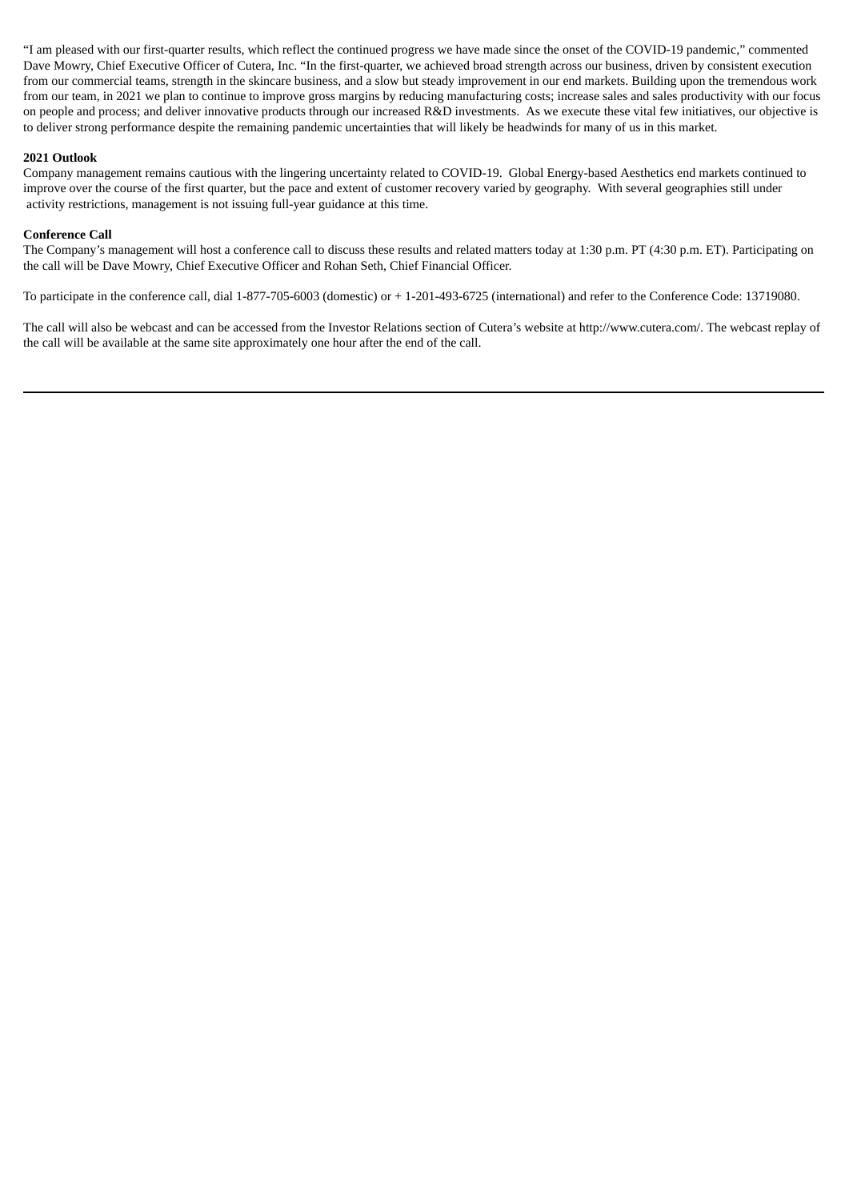"I am pleased with our first-quarter results, which reflect the continued progress we have made since the onset of the COVID-19 pandemic," commented Dave Mowry, Chief Executive Officer of Cutera, Inc. "In the first-quarter, we achieved broad strength across our business, driven by consistent execution from our commercial teams, strength in the skincare business, and a slow but steady improvement in our end markets. Building upon the tremendous work from our team, in 2021 we plan to continue to improve gross margins by reducing manufacturing costs; increase sales and sales productivity with our focus on people and process; and deliver innovative products through our increased R&D investments. As we execute these vital few initiatives, our objective is to deliver strong performance despite the remaining pandemic uncertainties that will likely be headwinds for many of us in this market.

**2021 Outlook**

Company management remains cautious with the lingering uncertainty related to COVID-19. Global Energy-based Aesthetics end markets continued to improve over the course of the first quarter, but the pace and extent of customer recovery varied by geography. With several geographies still under activity restrictions, management is not issuing full-year guidance at this time.

**Conference Call**

The Company's management will host a conference call to discuss these results and related matters today at 1:30 p.m. PT (4:30 p.m. ET). Participating on the call will be Dave Mowry, Chief Executive Officer and Rohan Seth, Chief Financial Officer.

To participate in the conference call, dial 1-877-705-6003 (domestic) or + 1-201-493-6725 (international) and refer to the Conference Code: 13719080.

The call will also be webcast and can be accessed from the Investor Relations section of Cutera's website at http://www.cutera.com/. The webcast replay of the call will be available at the same site approximately one hour after the end of the call.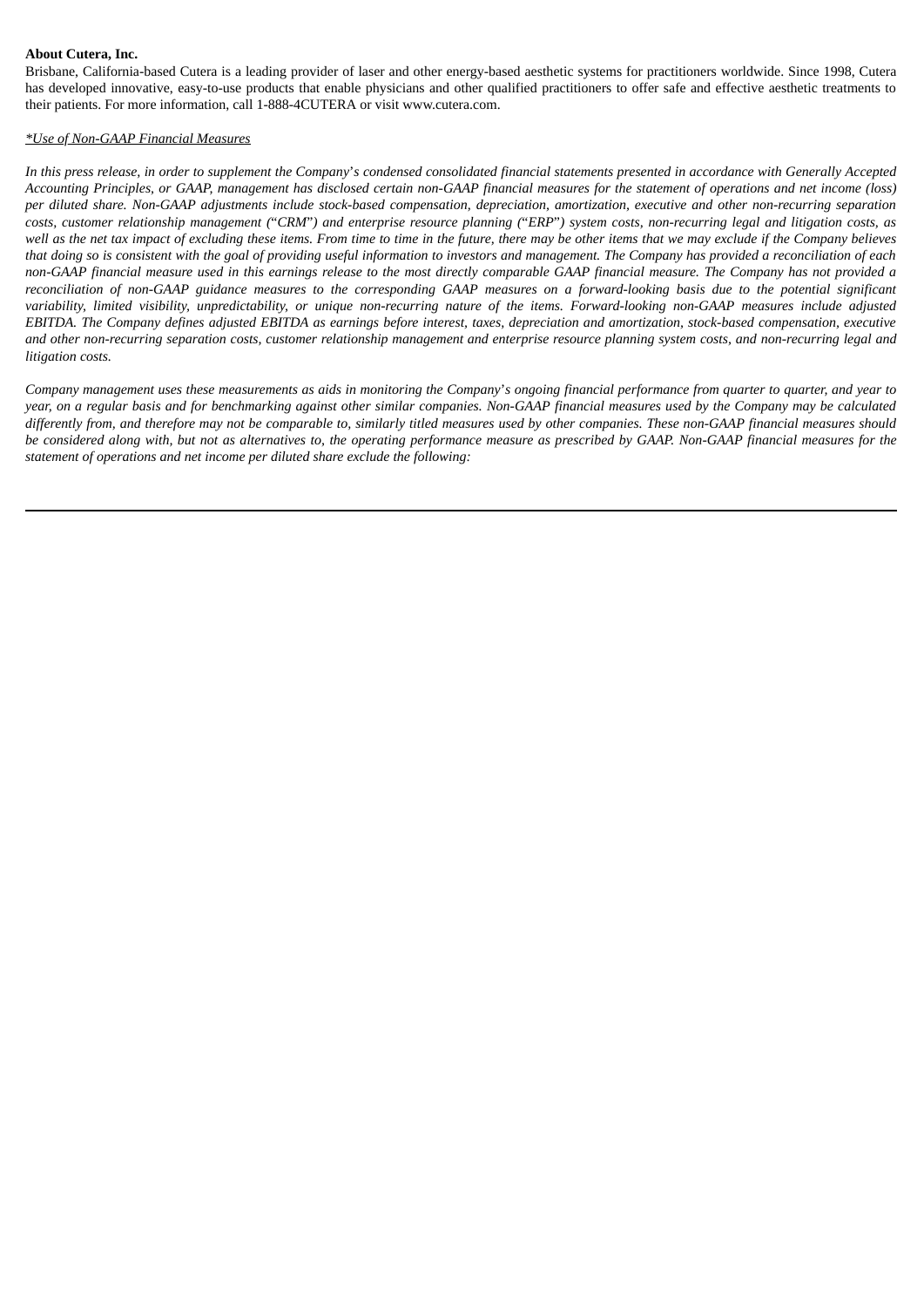**About Cutera, Inc.**

Brisbane, California-based Cutera is a leading provider of laser and other energy-based aesthetic systems for practitioners worldwide. Since 1998, Cutera has developed innovative, easy-to-use products that enable physicians and other qualified practitioners to offer safe and effective aesthetic treatments to their patients. For more information, call 1-888-4CUTERA or visit www.cutera.com.

*\*Use of Non-GAAP Financial Measures*

*In this press release, in order to supplement the Company's condensed consolidated financial statements presented in accordance with Generally Accepted Accounting Principles, or GAAP, management has disclosed certain non-GAAP financial measures for the statement of operations and net income (loss) per diluted share. Non-GAAP adjustments include stock-based compensation, depreciation, amortization, executive and other non-recurring separation costs, customer relationship management ("CRM") and enterprise resource planning ("ERP") system costs, non-recurring legal and litigation costs, as well as the net tax impact of excluding these items. From time to time in the future, there may be other items that we may exclude if the Company believes that doing so is consistent with the goal of providing useful information to investors and management. The Company has provided a reconciliation of each non-GAAP financial measure used in this earnings release to the most directly comparable GAAP financial measure. The Company has not provided a reconciliation of non-GAAP guidance measures to the corresponding GAAP measures on a forward-looking basis due to the potential significant variability, limited visibility, unpredictability, or unique non-recurring nature of the items. Forward-looking non-GAAP measures include adjusted EBITDA. The Company defines adjusted EBITDA as earnings before interest, taxes, depreciation and amortization, stock-based compensation, executive and other non-recurring separation costs, customer relationship management and enterprise resource planning system costs, and non-recurring legal and litigation costs.*

*Company management uses these measurements as aids in monitoring the Company's ongoing financial performance from quarter to quarter, and year to year, on a regular basis and for benchmarking against other similar companies. Non-GAAP financial measures used by the Company may be calculated differently from, and therefore may not be comparable to, similarly titled measures used by other companies. These non-GAAP financial measures should be considered along with, but not as alternatives to, the operating performance measure as prescribed by GAAP. Non-GAAP financial measures for the statement of operations and net income per diluted share exclude the following:*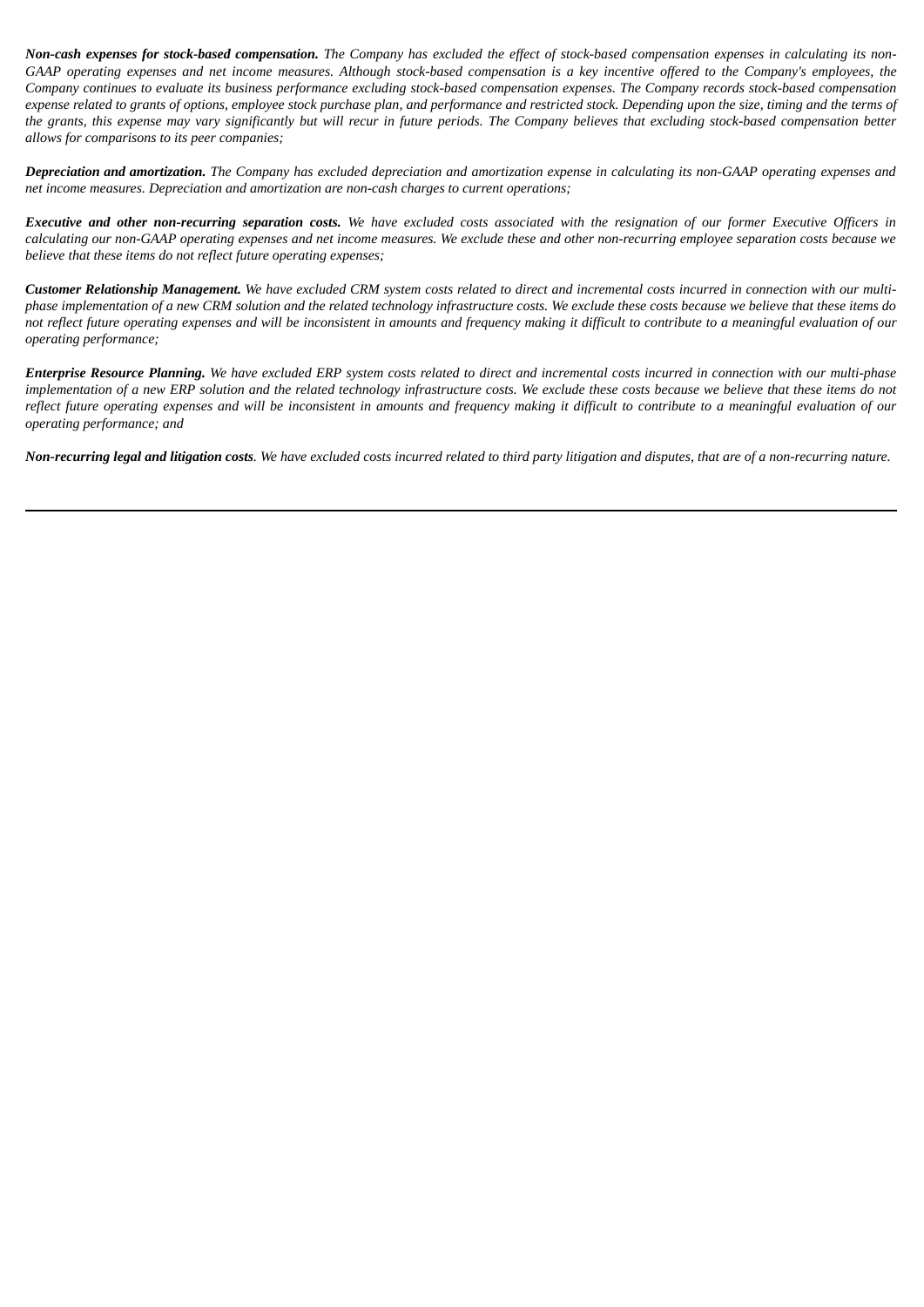***Non-cash expenses for stock-based compensation.*** *The Company has excluded the effect of stock-based compensation expenses in calculating its non-GAAP operating expenses and net income measures. Although stock-based compensation is a key incentive offered to the Company's employees, the Company continues to evaluate its business performance excluding stock-based compensation expenses. The Company records stock-based compensation expense related to grants of options, employee stock purchase plan, and performance and restricted stock. Depending upon the size, timing and the terms of the grants, this expense may vary significantly but will recur in future periods. The Company believes that excluding stock-based compensation better allows for comparisons to its peer companies;*

***Depreciation and amortization.*** *The Company has excluded depreciation and amortization expense in calculating its non-GAAP operating expenses and net income measures. Depreciation and amortization are non-cash charges to current operations;*

***Executive and other non-recurring separation costs.*** *We have excluded costs associated with the resignation of our former Executive Officers in calculating our non-GAAP operating expenses and net income measures. We exclude these and other non-recurring employee separation costs because we believe that these items do not reflect future operating expenses;*

***Customer Relationship Management.*** *We have excluded CRM system costs related to direct and incremental costs incurred in connection with our multi-phase implementation of a new CRM solution and the related technology infrastructure costs. We exclude these costs because we believe that these items do not reflect future operating expenses and will be inconsistent in amounts and frequency making it difficult to contribute to a meaningful evaluation of our operating performance;*

***Enterprise Resource Planning.*** *We have excluded ERP system costs related to direct and incremental costs incurred in connection with our multi-phase implementation of a new ERP solution and the related technology infrastructure costs. We exclude these costs because we believe that these items do not reflect future operating expenses and will be inconsistent in amounts and frequency making it difficult to contribute to a meaningful evaluation of our operating performance; and*

***Non-recurring legal and litigation costs****. We have excluded costs incurred related to third party litigation and disputes, that are of a non-recurring nature.*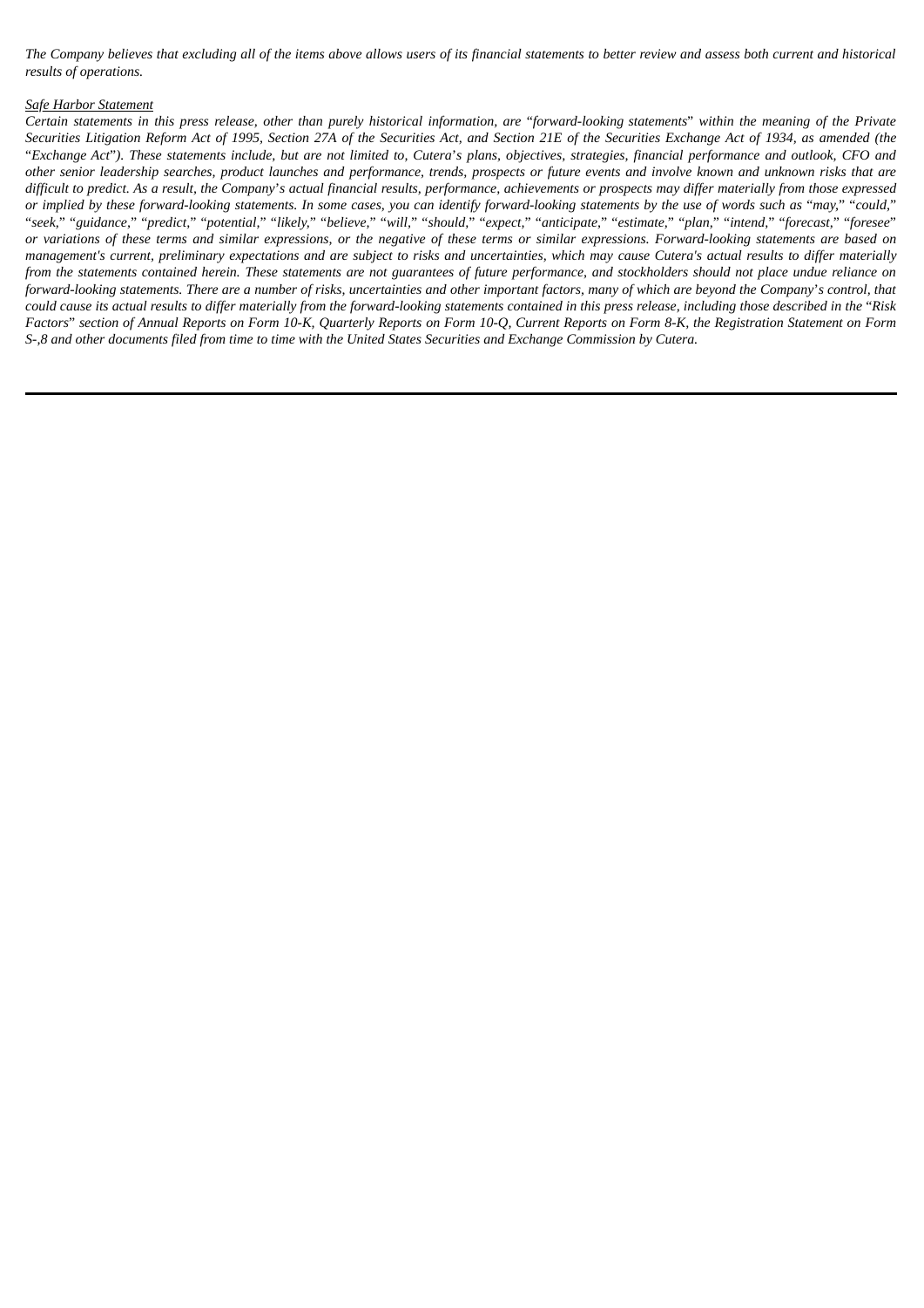*The Company believes that excluding all of the items above allows users of its financial statements to better review and assess both current and historical results of operations.*

*Safe Harbor Statement*

*Certain statements in this press release, other than purely historical information, are "forward-looking statements" within the meaning of the Private Securities Litigation Reform Act of 1995, Section 27A of the Securities Act, and Section 21E of the Securities Exchange Act of 1934, as amended (the "Exchange Act"). These statements include, but are not limited to, Cutera's plans, objectives, strategies, financial performance and outlook, CFO and other senior leadership searches, product launches and performance, trends, prospects or future events and involve known and unknown risks that are difficult to predict. As a result, the Company's actual financial results, performance, achievements or prospects may differ materially from those expressed or implied by these forward-looking statements. In some cases, you can identify forward-looking statements by the use of words such as "may," "could," "seek," "guidance," "predict," "potential," "likely," "believe," "will," "should," "expect," "anticipate," "estimate," "plan," "intend," "forecast," "foresee" or variations of these terms and similar expressions, or the negative of these terms or similar expressions. Forward-looking statements are based on management's current, preliminary expectations and are subject to risks and uncertainties, which may cause Cutera's actual results to differ materially from the statements contained herein. These statements are not guarantees of future performance, and stockholders should not place undue reliance on forward-looking statements. There are a number of risks, uncertainties and other important factors, many of which are beyond the Company's control, that could cause its actual results to differ materially from the forward-looking statements contained in this press release, including those described in the "Risk Factors" section of Annual Reports on Form 10-K, Quarterly Reports on Form 10-Q, Current Reports on Form 8-K, the Registration Statement on Form S-,8 and other documents filed from time to time with the United States Securities and Exchange Commission by Cutera.*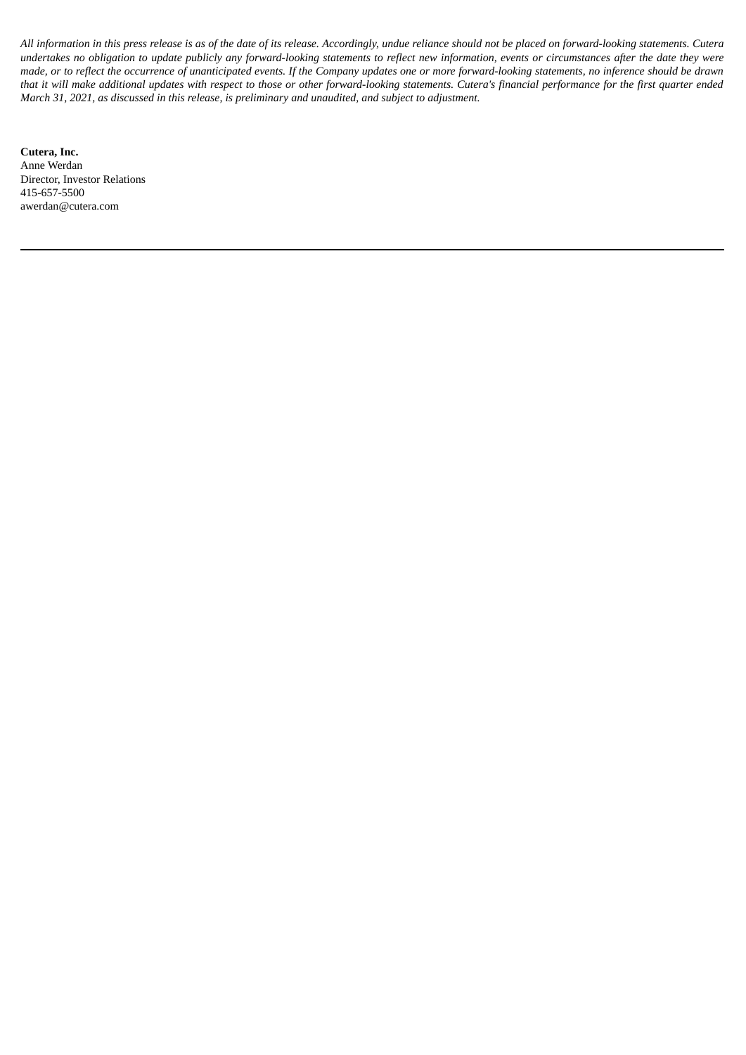*All information in this press release is as of the date of its release. Accordingly, undue reliance should not be placed on forward-looking statements. Cutera undertakes no obligation to update publicly any forward-looking statements to reflect new information, events or circumstances after the date they were made, or to reflect the occurrence of unanticipated events. If the Company updates one or more forward-looking statements, no inference should be drawn that it will make additional updates with respect to those or other forward-looking statements. Cutera's financial performance for the first quarter ended March 31, 2021, as discussed in this release, is preliminary and unaudited, and subject to adjustment.*

**Cutera, Inc.**
Anne Werdan
Director, Investor Relations
415-657-5500
awerdan@cutera.com

---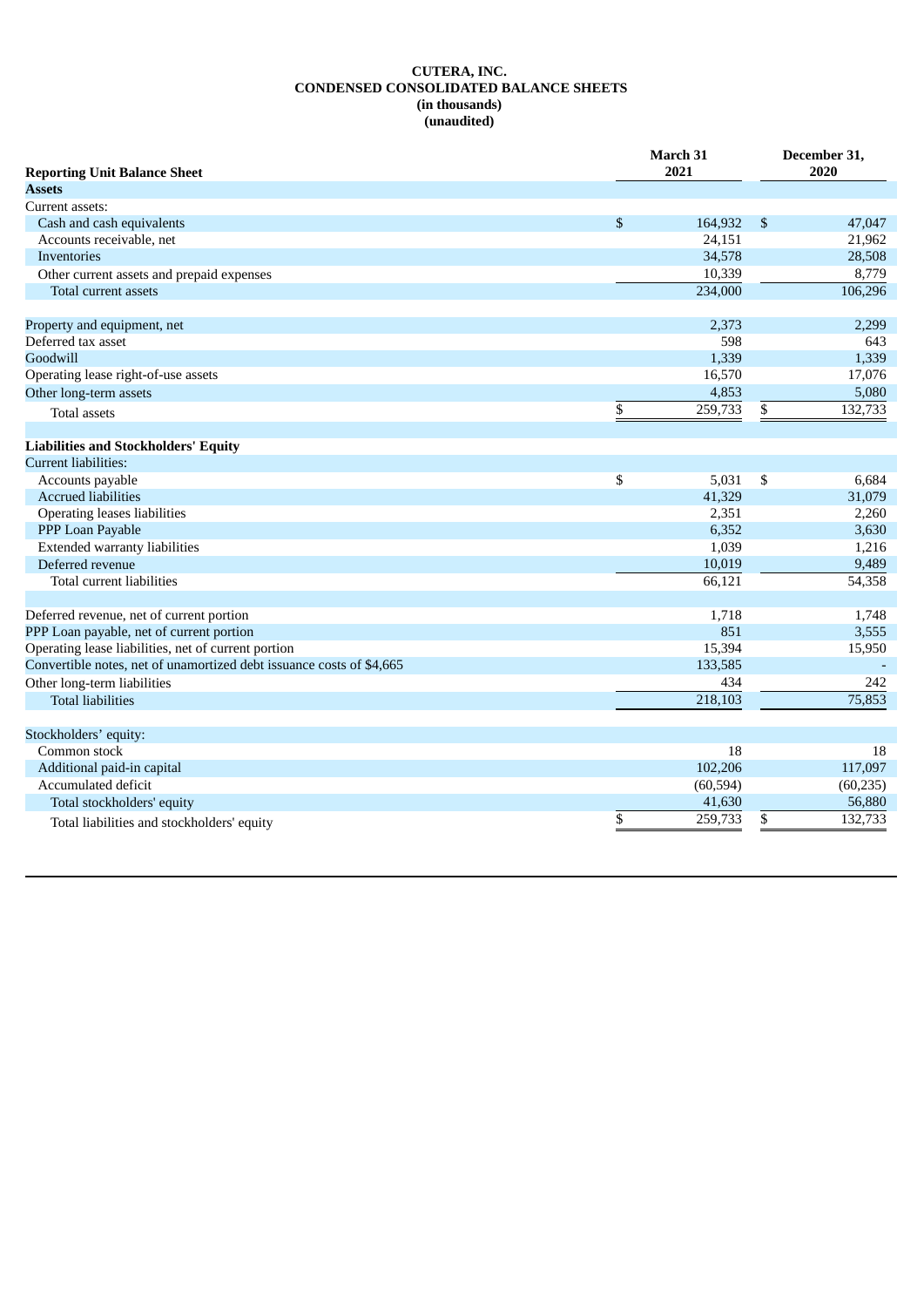# CUTERA, INC.
## CONDENSED CONSOLIDATED BALANCE SHEETS
**(in thousands)**
**(unaudited)**

| Reporting Unit Balance Sheet | March 31 2021 | December 31, 2020 |
|---|---|---|
| **Assets** | | |
| Current assets: | | |
| Cash and cash equivalents | $ 164,932 | $ 47,047 |
| Accounts receivable, net | 24,151 | 21,962 |
| Inventories | 34,578 | 28,508 |
| Other current assets and prepaid expenses | 10,339 | 8,779 |
| Total current assets | 234,000 | 106,296 |
| | | |
| Property and equipment, net | 2,373 | 2,299 |
| Deferred tax asset | 598 | 643 |
| Goodwill | 1,339 | 1,339 |
| Operating lease right-of-use assets | 16,570 | 17,076 |
| Other long-term assets | 4,853 | 5,080 |
| Total assets | $ 259,733 | $ 132,733 |
| | | |
| **Liabilities and Stockholders' Equity** | | |
| Current liabilities: | | |
| Accounts payable | $ 5,031 | $ 6,684 |
| Accrued liabilities | 41,329 | 31,079 |
| Operating leases liabilities | 2,351 | 2,260 |
| PPP Loan Payable | 6,352 | 3,630 |
| Extended warranty liabilities | 1,039 | 1,216 |
| Deferred revenue | 10,019 | 9,489 |
| Total current liabilities | 66,121 | 54,358 |
| | | |
| Deferred revenue, net of current portion | 1,718 | 1,748 |
| PPP Loan payable, net of current portion | 851 | 3,555 |
| Operating lease liabilities, net of current portion | 15,394 | 15,950 |
| Convertible notes, net of unamortized debt issuance costs of $4,665 | 133,585 | - |
| Other long-term liabilities | 434 | 242 |
| Total liabilities | 218,103 | 75,853 |
| | | |
| Stockholders' equity: | | |
| Common stock | 18 | 18 |
| Additional paid-in capital | 102,206 | 117,097 |
| Accumulated deficit | (60,594) | (60,235) |
| Total stockholders' equity | 41,630 | 56,880 |
| Total liabilities and stockholders' equity | $ 259,733 | $ 132,733 |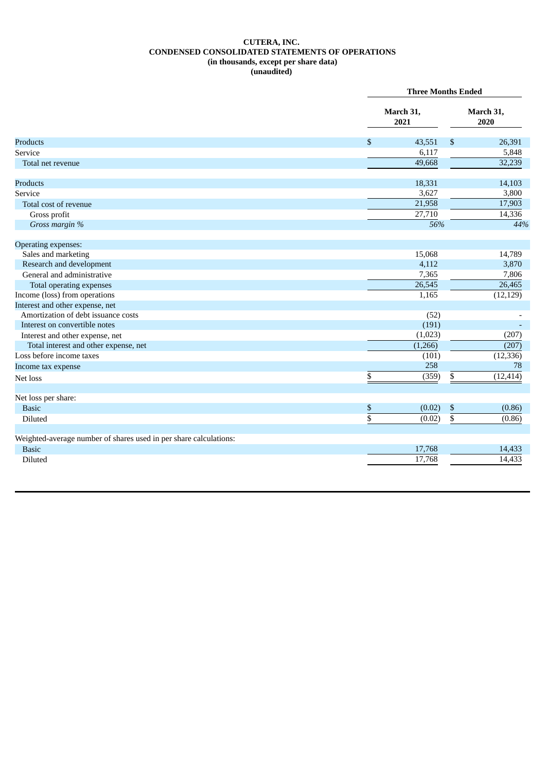# CUTERA, INC.
## CONDENSED CONSOLIDATED STATEMENTS OF OPERATIONS
### (in thousands, except per share data)
### (unaudited)

| | Three Months Ended | |
|---|---|---|
| | March 31, 2021 | March 31, 2020 |
| Products | $ 43,551 | $ 26,391 |
| Service | 6,117 | 5,848 |
| Total net revenue | 49,668 | 32,239 |
| | | |
| Products | 18,331 | 14,103 |
| Service | 3,627 | 3,800 |
| Total cost of revenue | 21,958 | 17,903 |
| Gross profit | 27,710 | 14,336 |
| *Gross margin %* | *56%* | *44%* |
| | | |
| Operating expenses: | | |
| Sales and marketing | 15,068 | 14,789 |
| Research and development | 4,112 | 3,870 |
| General and administrative | 7,365 | 7,806 |
| Total operating expenses | 26,545 | 26,465 |
| Income (loss) from operations | 1,165 | (12,129) |
| Interest and other expense, net | | |
| Amortization of debt issuance costs | (52) | - |
| Interest on convertible notes | (191) | - |
| Interest and other expense, net | (1,023) | (207) |
| Total interest and other expense, net | (1,266) | (207) |
| Loss before income taxes | (101) | (12,336) |
| Income tax expense | 258 | 78 |
| Net loss | $ (359) | $ (12,414) |
| | | |
| Net loss per share: | | |
| Basic | $ (0.02) | $ (0.86) |
| Diluted | $ (0.02) | $ (0.86) |
| | | |
| Weighted-average number of shares used in per share calculations: | | |
| Basic | 17,768 | 14,433 |
| Diluted | 17,768 | 14,433 |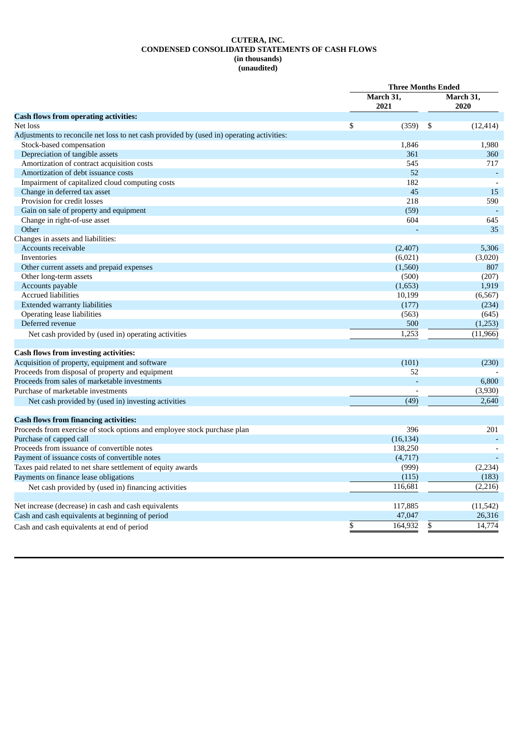**CUTERA, INC.**
**CONDENSED CONSOLIDATED STATEMENTS OF CASH FLOWS**
**(in thousands)**
**(unaudited)**

| | Three Months Ended | |
|---|---|---|
| | March 31, 2021 | March 31, 2020 |
| **Cash flows from operating activities:** | | |
| Net loss | $ (359) | $ (12,414) |
| Adjustments to reconcile net loss to net cash provided by (used in) operating activities: | | |
| Stock-based compensation | 1,846 | 1,980 |
| Depreciation of tangible assets | 361 | 360 |
| Amortization of contract acquisition costs | 545 | 717 |
| Amortization of debt issuance costs | 52 | - |
| Impairment of capitalized cloud computing costs | 182 | - |
| Change in deferred tax asset | 45 | 15 |
| Provision for credit losses | 218 | 590 |
| Gain on sale of property and equipment | (59) | - |
| Change in right-of-use asset | 604 | 645 |
| Other | - | 35 |
| Changes in assets and liabilities: | | |
| Accounts receivable | (2,407) | 5,306 |
| Inventories | (6,021) | (3,020) |
| Other current assets and prepaid expenses | (1,560) | 807 |
| Other long-term assets | (500) | (207) |
| Accounts payable | (1,653) | 1,919 |
| Accrued liabilities | 10,199 | (6,567) |
| Extended warranty liabilities | (177) | (234) |
| Operating lease liabilities | (563) | (645) |
| Deferred revenue | 500 | (1,253) |
| Net cash provided by (used in) operating activities | 1,253 | (11,966) |
| **Cash flows from investing activities:** | | |
| Acquisition of property, equipment and software | (101) | (230) |
| Proceeds from disposal of property and equipment | 52 | - |
| Proceeds from sales of marketable investments | - | 6,800 |
| Purchase of marketable investments | - | (3,930) |
| Net cash provided by (used in) investing activities | (49) | 2,640 |
| **Cash flows from financing activities:** | | |
| Proceeds from exercise of stock options and employee stock purchase plan | 396 | 201 |
| Purchase of capped call | (16,134) | - |
| Proceeds from issuance of convertible notes | 138,250 | - |
| Payment of issuance costs of convertible notes | (4,717) | - |
| Taxes paid related to net share settlement of equity awards | (999) | (2,234) |
| Payments on finance lease obligations | (115) | (183) |
| Net cash provided by (used in) financing activities | 116,681 | (2,216) |
| Net increase (decrease) in cash and cash equivalents | 117,885 | (11,542) |
| Cash and cash equivalents at beginning of period | 47,047 | 26,316 |
| Cash and cash equivalents at end of period | $ 164,932 | $ 14,774 |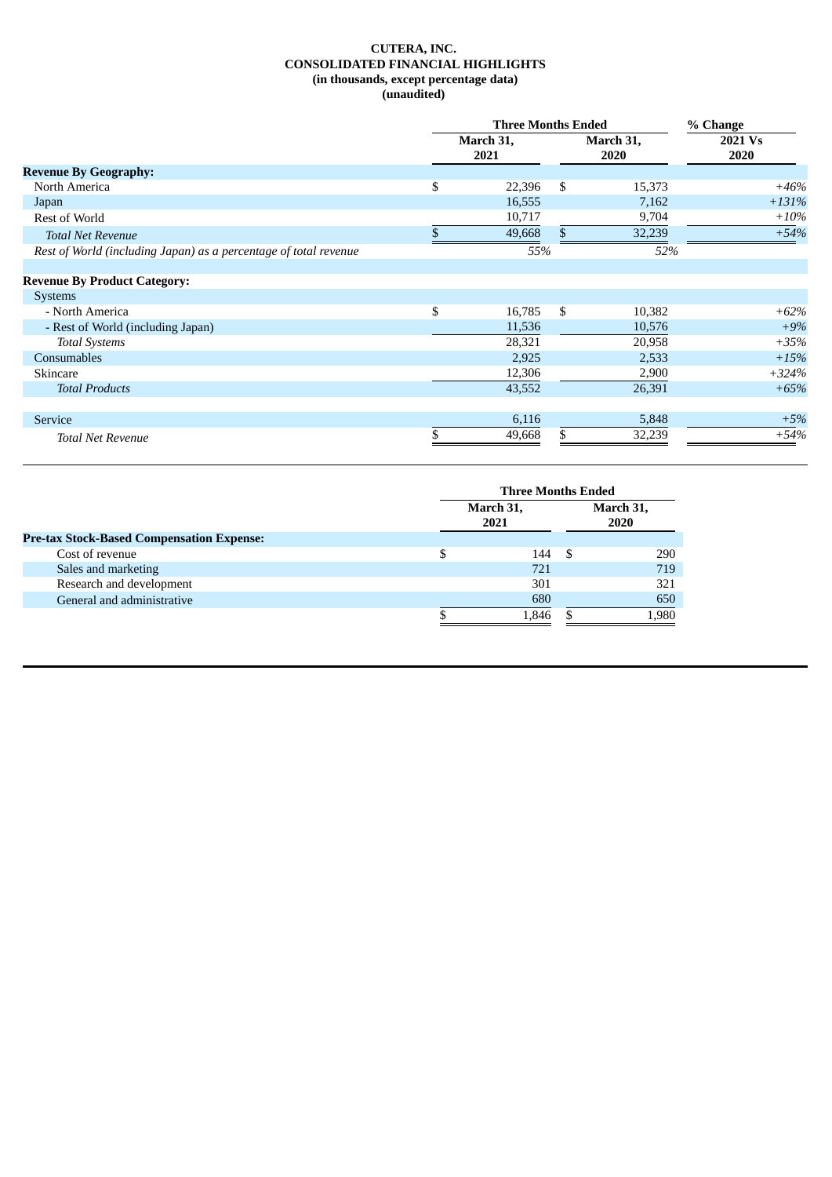**CUTERA, INC.**
**CONSOLIDATED FINANCIAL HIGHLIGHTS**
**(in thousands, except percentage data)**
**(unaudited)**

| | Three Months Ended | | % Change |
|---|---|---|---|
| | March 31, 2021 | March 31, 2020 | 2021 Vs 2020 |
| **Revenue By Geography:** | | | |
| North America | $ 22,396 | $ 15,373 | *+46%* |
| Japan | 16,555 | 7,162 | *+131%* |
| Rest of World | 10,717 | 9,704 | *+10%* |
| *Total Net Revenue* | $ 49,668 | $ 32,239 | *+54%* |
| *Rest of World (including Japan) as a percentage of total revenue* | *55%* | *52%* | |
| | | | |
| **Revenue By Product Category:** | | | |
| Systems | | | |
| - North America | $ 16,785 | $ 10,382 | *+62%* |
| - Rest of World (including Japan) | 11,536 | 10,576 | *+9%* |
| *Total Systems* | 28,321 | 20,958 | *+35%* |
| Consumables | 2,925 | 2,533 | *+15%* |
| Skincare | 12,306 | 2,900 | *+324%* |
| *Total Products* | 43,552 | 26,391 | *+65%* |
| | | | |
| Service | 6,116 | 5,848 | *+5%* |
| *Total Net Revenue* | $ 49,668 | $ 32,239 | *+54%* |

| | Three Months Ended | |
|---|---|---|
| | March 31, 2021 | March 31, 2020 |
| **Pre-tax Stock-Based Compensation Expense:** | | |
| Cost of revenue | $ 144 | $ 290 |
| Sales and marketing | 721 | 719 |
| Research and development | 301 | 321 |
| General and administrative | 680 | 650 |
| | $ 1,846 | $ 1,980 |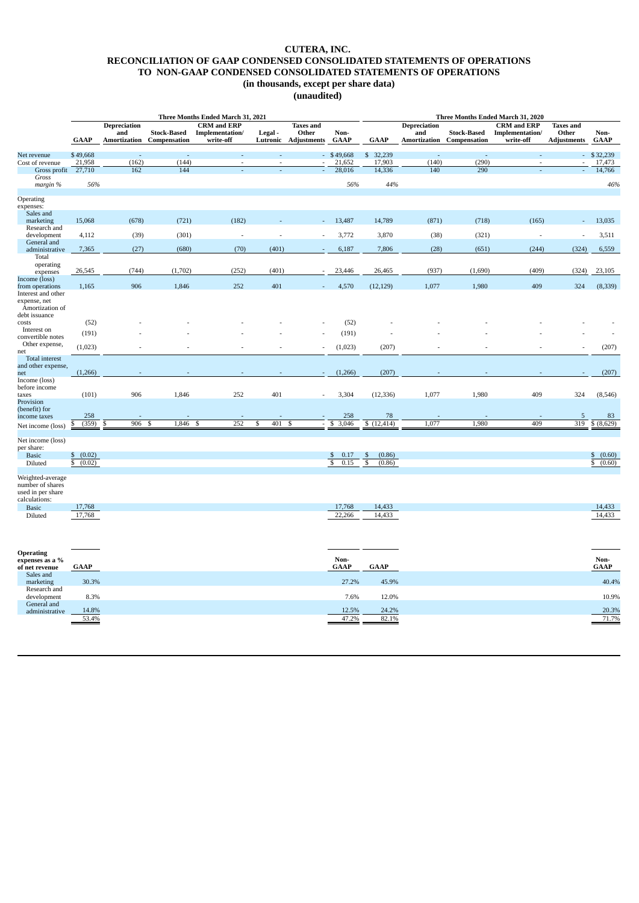# CUTERA, INC.
# RECONCILIATION OF GAAP CONDENSED CONSOLIDATED STATEMENTS OF OPERATIONS TO NON-GAAP CONDENSED CONSOLIDATED STATEMENTS OF OPERATIONS
## (in thousands, except per share data)
## (unaudited)

| | Three Months Ended March 31, 2021 | | | | | | | Three Months Ended March 31, 2020 | | | | | |
|---|---|---|---|---|---|---|---|---|---|---|---|---|---|
| | GAAP | Depreciation and Amortization | Stock-Based Compensation | CRM and ERP Implementation/ write-off | Legal - Lutronic | Taxes and Other Adjustments | Non-GAAP | GAAP | Depreciation and Amortization | Stock-Based Compensation | CRM and ERP Implementation/ write-off | Taxes and Other Adjustments | Non-GAAP |
| Net revenue | $49,668 | - | - | - | - | - | $49,668 | $ 32,239 | - | - | - | - | $32,239 |
| Cost of revenue | 21,958 | (162) | (144) | - | - | - | 21,652 | 17,903 | (140) | (290) | - | - | 17,473 |
| Gross profit | 27,710 | 162 | 144 | - | - | - | 28,016 | 14,336 | 140 | 290 | - | - | 14,766 |
| *Gross margin %* | *56%* | | | | | | *56%* | *44%* | | | | | *46%* |
| Operating expenses: | | | | | | | | | | | | | |
| Sales and marketing | 15,068 | (678) | (721) | (182) | - | - | 13,487 | 14,789 | (871) | (718) | (165) | - | 13,035 |
| Research and development | 4,112 | (39) | (301) | - | - | - | 3,772 | 3,870 | (38) | (321) | - | - | 3,511 |
| General and administrative | 7,365 | (27) | (680) | (70) | (401) | - | 6,187 | 7,806 | (28) | (651) | (244) | (324) | 6,559 |
| Total operating expenses | 26,545 | (744) | (1,702) | (252) | (401) | - | 23,446 | 26,465 | (937) | (1,690) | (409) | (324) | 23,105 |
| Income (loss) from operations | 1,165 | 906 | 1,846 | 252 | 401 | - | 4,570 | (12,129) | 1,077 | 1,980 | 409 | 324 | (8,339) |
| Interest and other expense, net | | | | | | | | | | | | | |
| Amortization of debt issuance costs | (52) | - | - | - | - | - | (52) | - | - | - | - | - | - |
| Interest on convertible notes | (191) | - | - | - | - | - | (191) | - | - | - | - | - | - |
| Other expense, net | (1,023) | - | - | - | - | - | (1,023) | (207) | - | - | - | - | (207) |
| Total interest and other expense, net | (1,266) | - | - | - | - | - | (1,266) | (207) | - | - | - | - | (207) |
| Income (loss) before income taxes | (101) | 906 | 1,846 | 252 | 401 | - | 3,304 | (12,336) | 1,077 | 1,980 | 409 | 324 | (8,546) |
| Provision (benefit) for income taxes | 258 | - | - | - | - | - | 258 | 78 | - | - | - | 5 | 83 |
| Net income (loss) | $ (359) | $ 906 | $ 1,846 | $ 252 | $ 401 | $ - | $ 3,046 | $ (12,414) | 1,077 | 1,980 | 409 | 319 | $ (8,629) |
| Net income (loss) per share: | | | | | | | | | | | | | |
| Basic | $ (0.02) | | | | | | $ 0.17 | $ (0.86) | | | | | $ (0.60) |
| Diluted | $ (0.02) | | | | | | $ 0.15 | $ (0.86) | | | | | $ (0.60) |
| Weighted-average number of shares used in per share calculations: | | | | | | | | | | | | | |
| Basic | 17,768 | | | | | | 17,768 | 14,433 | | | | | 14,433 |
| Diluted | 17,768 | | | | | | 22,266 | 14,433 | | | | | 14,433 |

| Operating expenses as a % of net revenue | GAAP | Non-GAAP | GAAP | Non-GAAP |
|---|---|---|---|---|
| Sales and marketing | 30.3% | 27.2% | 45.9% | 40.4% |
| Research and development | 8.3% | 7.6% | 12.0% | 10.9% |
| General and administrative | 14.8% | 12.5% | 24.2% | 20.3% |
| | 53.4% | 47.2% | 82.1% | 71.7% |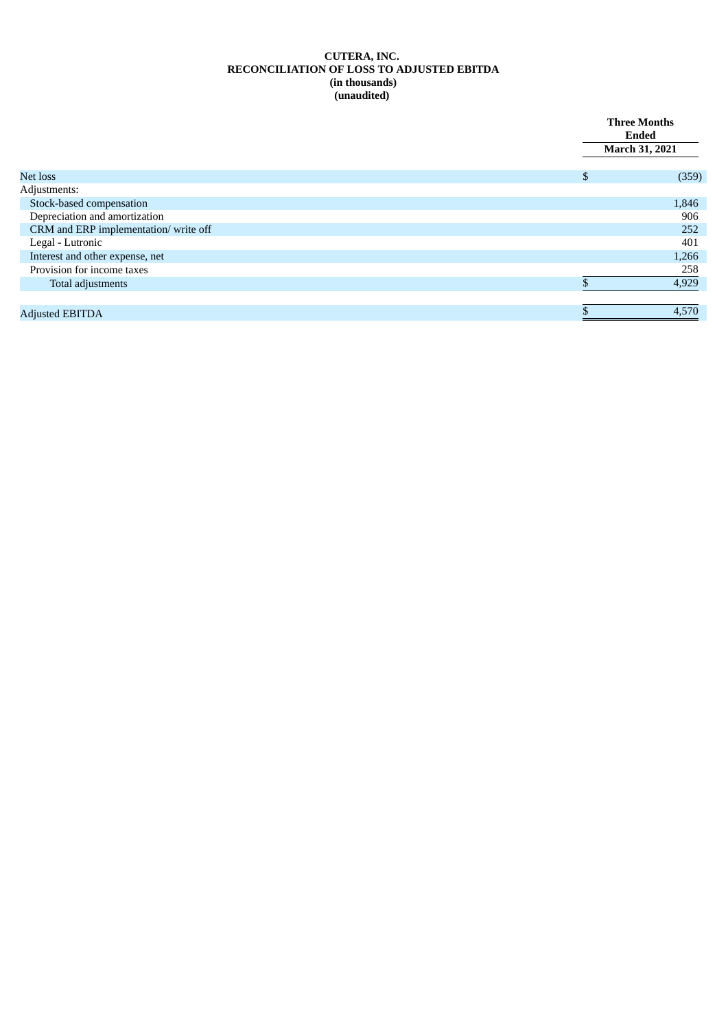**CUTERA, INC.**
**RECONCILIATION OF LOSS TO ADJUSTED EBITDA**
**(in thousands)**
**(unaudited)**

| | Three Months Ended March 31, 2021 |
|---|---|
| Net loss | $ (359) |
| Adjustments: | |
| Stock-based compensation | 1,846 |
| Depreciation and amortization | 906 |
| CRM and ERP implementation/ write off | 252 |
| Legal - Lutronic | 401 |
| Interest and other expense, net | 1,266 |
| Provision for income taxes | 258 |
| Total adjustments | $ 4,929 |
| Adjusted EBITDA | $ 4,570 |